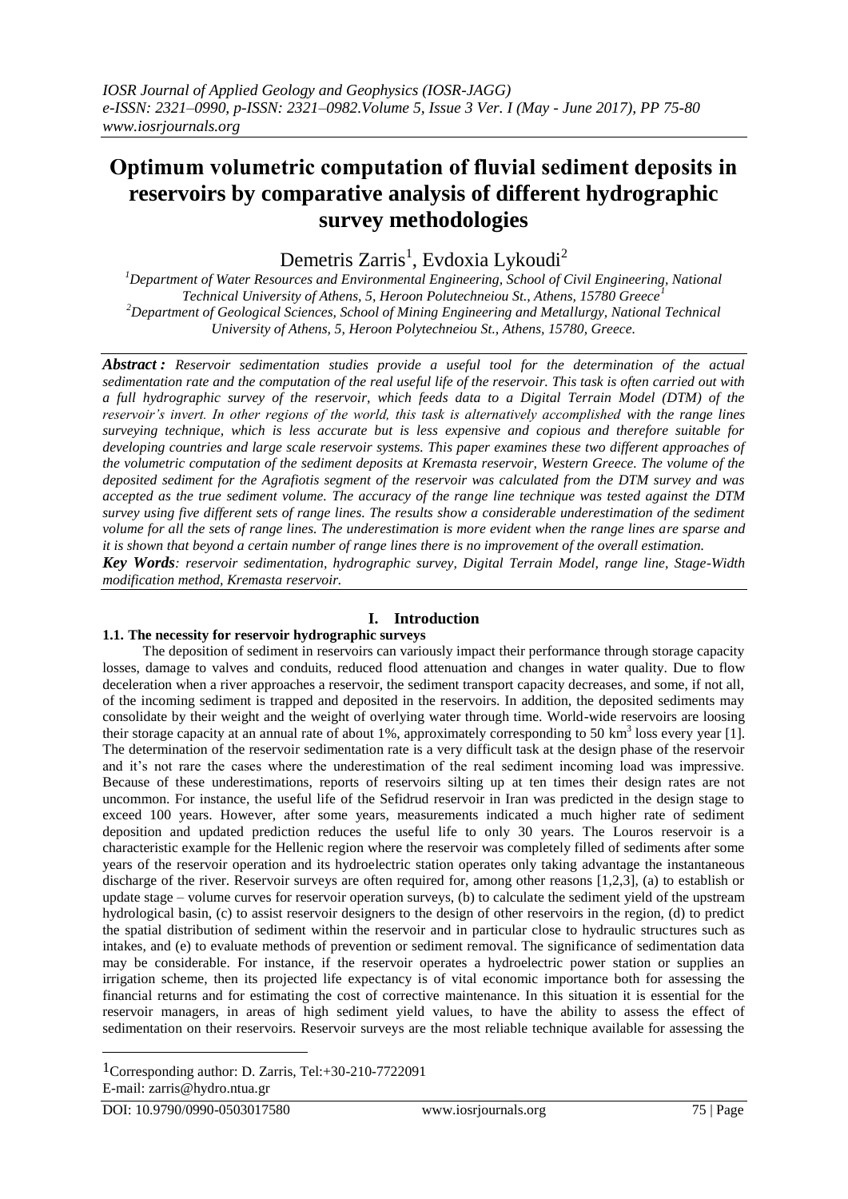# Optimum volumetric computation of fluvial sediment deposits in reservoirs by comparative analysis of different hydrographic survey methodologies

Demetris Zarris[1], Evdoxia Lykoudi[2]

[1]Department of Water Resources and Environmental Engineering, School of Civil Engineering, National Technical University of Athens, 5, Heroon Polutechneiou St., Athens, 15780 Greece[1]
[2]Department of Geological Sciences, School of Mining Engineering and Metallurgy, National Technical University of Athens, 5, Heroon Polytechneiou St., Athens, 15780, Greece.

***Abstract :*** *Reservoir sedimentation studies provide a useful tool for the determination of the actual sedimentation rate and the computation of the real useful life of the reservoir. This task is often carried out with a full hydrographic survey of the reservoir, which feeds data to a Digital Terrain Model (DTM) of the reservoir's invert. In other regions of the world, this task is alternatively accomplished with the range lines surveying technique, which is less accurate but is less expensive and copious and therefore suitable for developing countries and large scale reservoir systems. This paper examines these two different approaches of the volumetric computation of the sediment deposits at Kremasta reservoir, Western Greece. The volume of the deposited sediment for the Agrafiotis segment of the reservoir was calculated from the DTM survey and was accepted as the true sediment volume. The accuracy of the range line technique was tested against the DTM survey using five different sets of range lines. The results show a considerable underestimation of the sediment volume for all the sets of range lines. The underestimation is more evident when the range lines are sparse and it is shown that beyond a certain number of range lines there is no improvement of the overall estimation.*

***Key Words****: reservoir sedimentation, hydrographic survey, Digital Terrain Model, range line, Stage-Width modification method, Kremasta reservoir.*

## I. Introduction

### 1.1. The necessity for reservoir hydrographic surveys

The deposition of sediment in reservoirs can variously impact their performance through storage capacity losses, damage to valves and conduits, reduced flood attenuation and changes in water quality. Due to flow deceleration when a river approaches a reservoir, the sediment transport capacity decreases, and some, if not all, of the incoming sediment is trapped and deposited in the reservoirs. In addition, the deposited sediments may consolidate by their weight and the weight of overlying water through time. World-wide reservoirs are loosing their storage capacity at an annual rate of about 1%, approximately corresponding to 50 km$^3$ loss every year [1]. The determination of the reservoir sedimentation rate is a very difficult task at the design phase of the reservoir and it's not rare the cases where the underestimation of the real sediment incoming load was impressive. Because of these underestimations, reports of reservoirs silting up at ten times their design rates are not uncommon. For instance, the useful life of the Sefidrud reservoir in Iran was predicted in the design stage to exceed 100 years. However, after some years, measurements indicated a much higher rate of sediment deposition and updated prediction reduces the useful life to only 30 years. The Louros reservoir is a characteristic example for the Hellenic region where the reservoir was completely filled of sediments after some years of the reservoir operation and its hydroelectric station operates only taking advantage the instantaneous discharge of the river. Reservoir surveys are often required for, among other reasons [1,2,3], (a) to establish or update stage – volume curves for reservoir operation surveys, (b) to calculate the sediment yield of the upstream hydrological basin, (c) to assist reservoir designers to the design of other reservoirs in the region, (d) to predict the spatial distribution of sediment within the reservoir and in particular close to hydraulic structures such as intakes, and (e) to evaluate methods of prevention or sediment removal. The significance of sedimentation data may be considerable. For instance, if the reservoir operates a hydroelectric power station or supplies an irrigation scheme, then its projected life expectancy is of vital economic importance both for assessing the financial returns and for estimating the cost of corrective maintenance. In this situation it is essential for the reservoir managers, in areas of high sediment yield values, to have the ability to assess the effect of sedimentation on their reservoirs. Reservoir surveys are the most reliable technique available for assessing the

[1]Corresponding author: D. Zarris, Tel:+30-210-7722091
E-mail: zarris@hydro.ntua.gr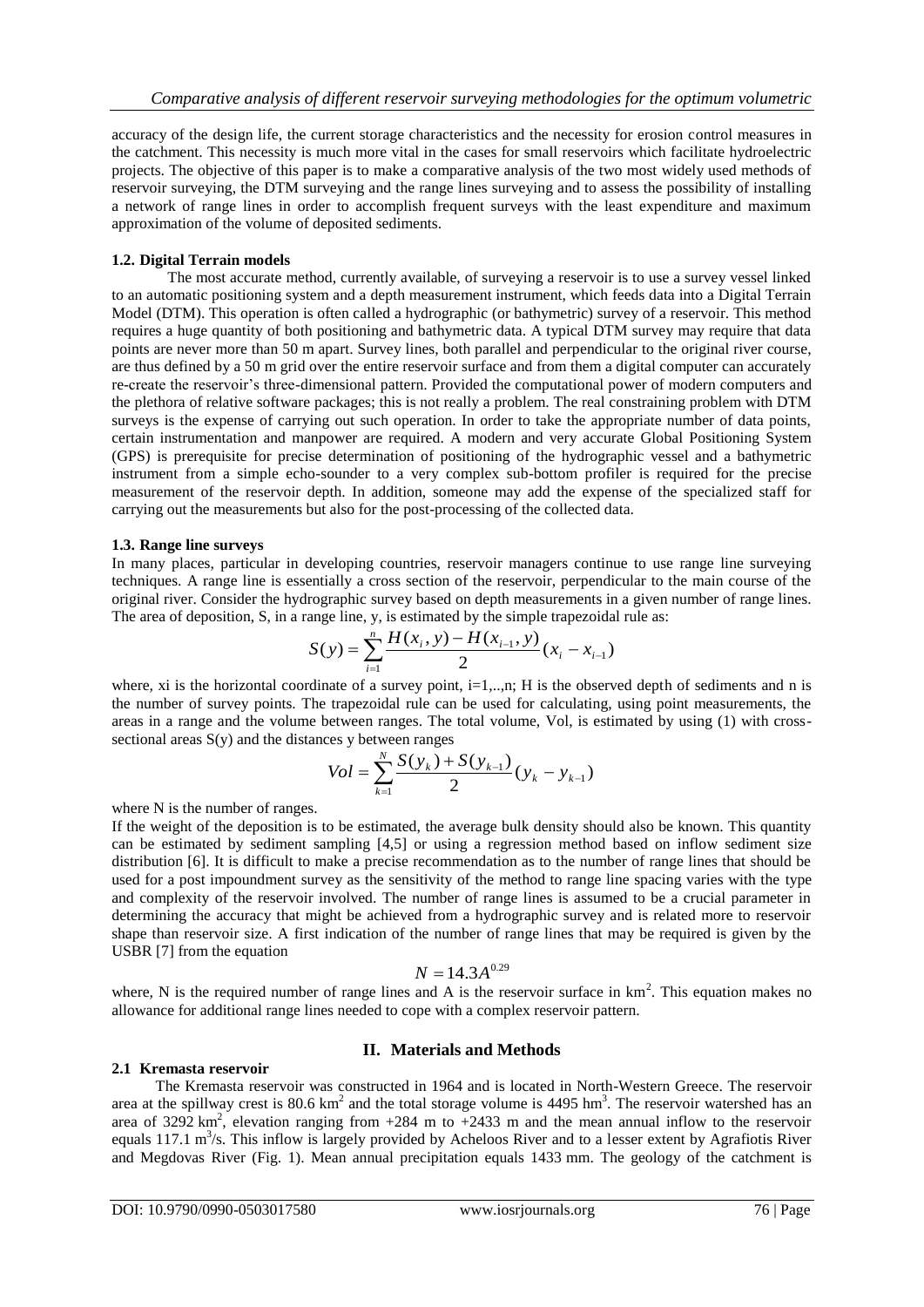accuracy of the design life, the current storage characteristics and the necessity for erosion control measures in the catchment. This necessity is much more vital in the cases for small reservoirs which facilitate hydroelectric projects. The objective of this paper is to make a comparative analysis of the two most widely used methods of reservoir surveying, the DTM surveying and the range lines surveying and to assess the possibility of installing a network of range lines in order to accomplish frequent surveys with the least expenditure and maximum approximation of the volume of deposited sediments.

### 1.2. Digital Terrain models

The most accurate method, currently available, of surveying a reservoir is to use a survey vessel linked to an automatic positioning system and a depth measurement instrument, which feeds data into a Digital Terrain Model (DTM). This operation is often called a hydrographic (or bathymetric) survey of a reservoir. This method requires a huge quantity of both positioning and bathymetric data. A typical DTM survey may require that data points are never more than 50 m apart. Survey lines, both parallel and perpendicular to the original river course, are thus defined by a 50 m grid over the entire reservoir surface and from them a digital computer can accurately re-create the reservoir's three-dimensional pattern. Provided the computational power of modern computers and the plethora of relative software packages; this is not really a problem. The real constraining problem with DTM surveys is the expense of carrying out such operation. In order to take the appropriate number of data points, certain instrumentation and manpower are required. A modern and very accurate Global Positioning System (GPS) is prerequisite for precise determination of positioning of the hydrographic vessel and a bathymetric instrument from a simple echo-sounder to a very complex sub-bottom profiler is required for the precise measurement of the reservoir depth. In addition, someone may add the expense of the specialized staff for carrying out the measurements but also for the post-processing of the collected data.

### 1.3. Range line surveys

In many places, particular in developing countries, reservoir managers continue to use range line surveying techniques. A range line is essentially a cross section of the reservoir, perpendicular to the main course of the original river. Consider the hydrographic survey based on depth measurements in a given number of range lines. The area of deposition, S, in a range line, y, is estimated by the simple trapezoidal rule as:

$$S(y) = \sum_{i=1}^{n} \frac{H(x_i, y) - H(x_{i-1}, y)}{2}(x_i - x_{i-1})$$

where, xi is the horizontal coordinate of a survey point, i=1,..,n; H is the observed depth of sediments and n is the number of survey points. The trapezoidal rule can be used for calculating, using point measurements, the areas in a range and the volume between ranges. The total volume, Vol, is estimated by using (1) with cross-sectional areas S(y) and the distances y between ranges

$$Vol = \sum_{k=1}^{N} \frac{S(y_k) + S(y_{k-1})}{2}(y_k - y_{k-1})$$

where N is the number of ranges.

If the weight of the deposition is to be estimated, the average bulk density should also be known. This quantity can be estimated by sediment sampling [4,5] or using a regression method based on inflow sediment size distribution [6]. It is difficult to make a precise recommendation as to the number of range lines that should be used for a post impoundment survey as the sensitivity of the method to range line spacing varies with the type and complexity of the reservoir involved. The number of range lines is assumed to be a crucial parameter in determining the accuracy that might be achieved from a hydrographic survey and is related more to reservoir shape than reservoir size. A first indication of the number of range lines that may be required is given by the USBR [7] from the equation

$$N = 14.3A^{0.29}$$

where, N is the required number of range lines and A is the reservoir surface in km$^2$. This equation makes no allowance for additional range lines needed to cope with a complex reservoir pattern.

## II. Materials and Methods

### 2.1 Kremasta reservoir

The Kremasta reservoir was constructed in 1964 and is located in North-Western Greece. The reservoir area at the spillway crest is 80.6 km$^2$ and the total storage volume is 4495 hm$^3$. The reservoir watershed has an area of 3292 km$^2$, elevation ranging from +284 m to +2433 m and the mean annual inflow to the reservoir equals 117.1 m$^3$/s. This inflow is largely provided by Acheloos River and to a lesser extent by Agrafiotis River and Megdovas River (Fig. 1). Mean annual precipitation equals 1433 mm. The geology of the catchment is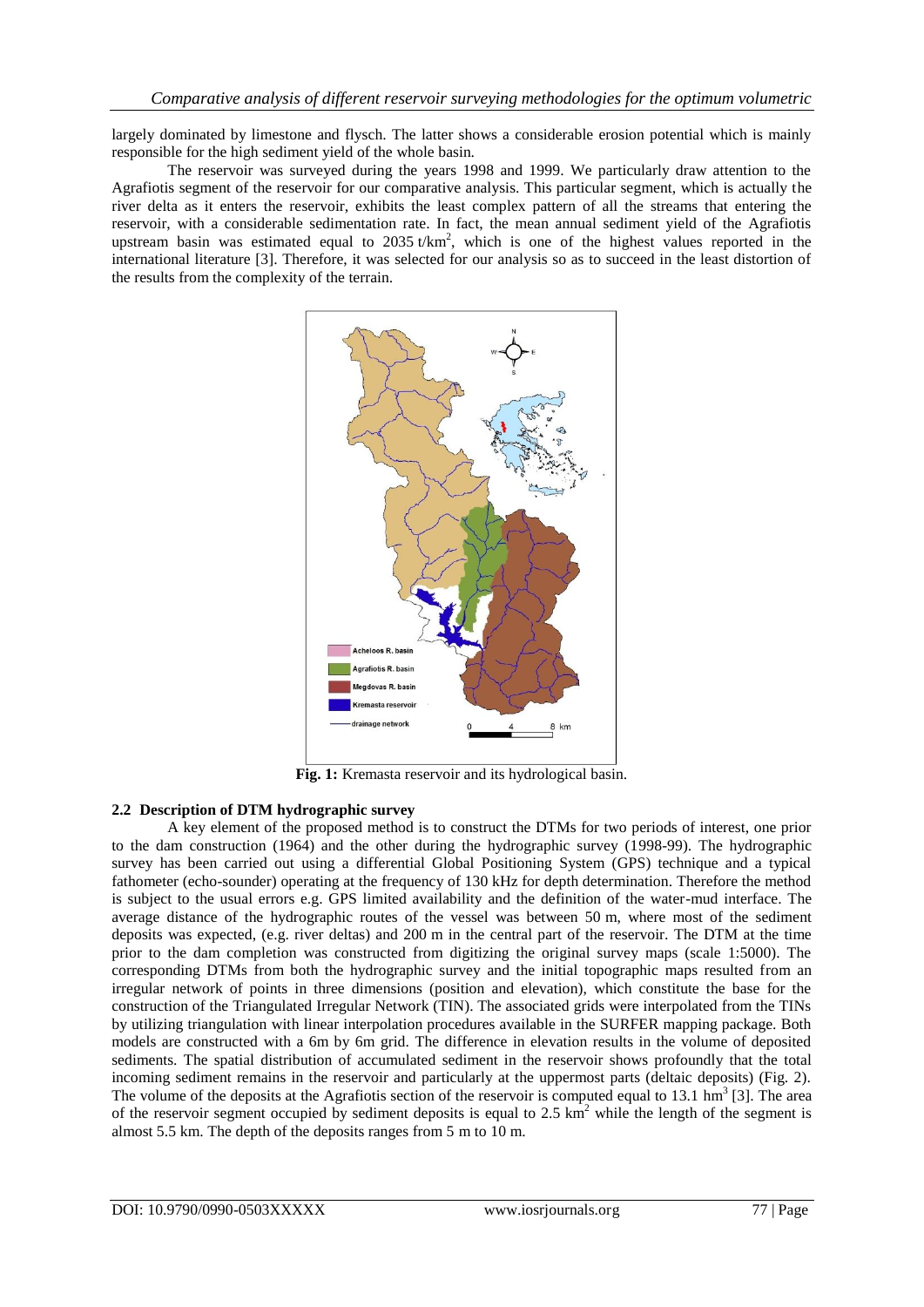largely dominated by limestone and flysch. The latter shows a considerable erosion potential which is mainly responsible for the high sediment yield of the whole basin.

The reservoir was surveyed during the years 1998 and 1999. We particularly draw attention to the Agrafiotis segment of the reservoir for our comparative analysis. This particular segment, which is actually the river delta as it enters the reservoir, exhibits the least complex pattern of all the streams that entering the reservoir, with a considerable sedimentation rate. In fact, the mean annual sediment yield of the Agrafiotis upstream basin was estimated equal to 2035 t/km$^2$, which is one of the highest values reported in the international literature [3]. Therefore, it was selected for our analysis so as to succeed in the least distortion of the results from the complexity of the terrain.

**Fig. 1:** Kremasta reservoir and its hydrological basin.

### 2.2 Description of DTM hydrographic survey

A key element of the proposed method is to construct the DTMs for two periods of interest, one prior to the dam construction (1964) and the other during the hydrographic survey (1998-99). The hydrographic survey has been carried out using a differential Global Positioning System (GPS) technique and a typical fathometer (echo-sounder) operating at the frequency of 130 kHz for depth determination. Therefore the method is subject to the usual errors e.g. GPS limited availability and the definition of the water-mud interface. The average distance of the hydrographic routes of the vessel was between 50 m, where most of the sediment deposits was expected, (e.g. river deltas) and 200 m in the central part of the reservoir. The DTM at the time prior to the dam completion was constructed from digitizing the original survey maps (scale 1:5000). The corresponding DTMs from both the hydrographic survey and the initial topographic maps resulted from an irregular network of points in three dimensions (position and elevation), which constitute the base for the construction of the Triangulated Irregular Network (TIN). The associated grids were interpolated from the TINs by utilizing triangulation with linear interpolation procedures available in the SURFER mapping package. Both models are constructed with a 6m by 6m grid. The difference in elevation results in the volume of deposited sediments. The spatial distribution of accumulated sediment in the reservoir shows profoundly that the total incoming sediment remains in the reservoir and particularly at the uppermost parts (deltaic deposits) (Fig. 2). The volume of the deposits at the Agrafiotis section of the reservoir is computed equal to 13.1 hm$^3$ [3]. The area of the reservoir segment occupied by sediment deposits is equal to 2.5 km$^2$ while the length of the segment is almost 5.5 km. The depth of the deposits ranges from 5 m to 10 m.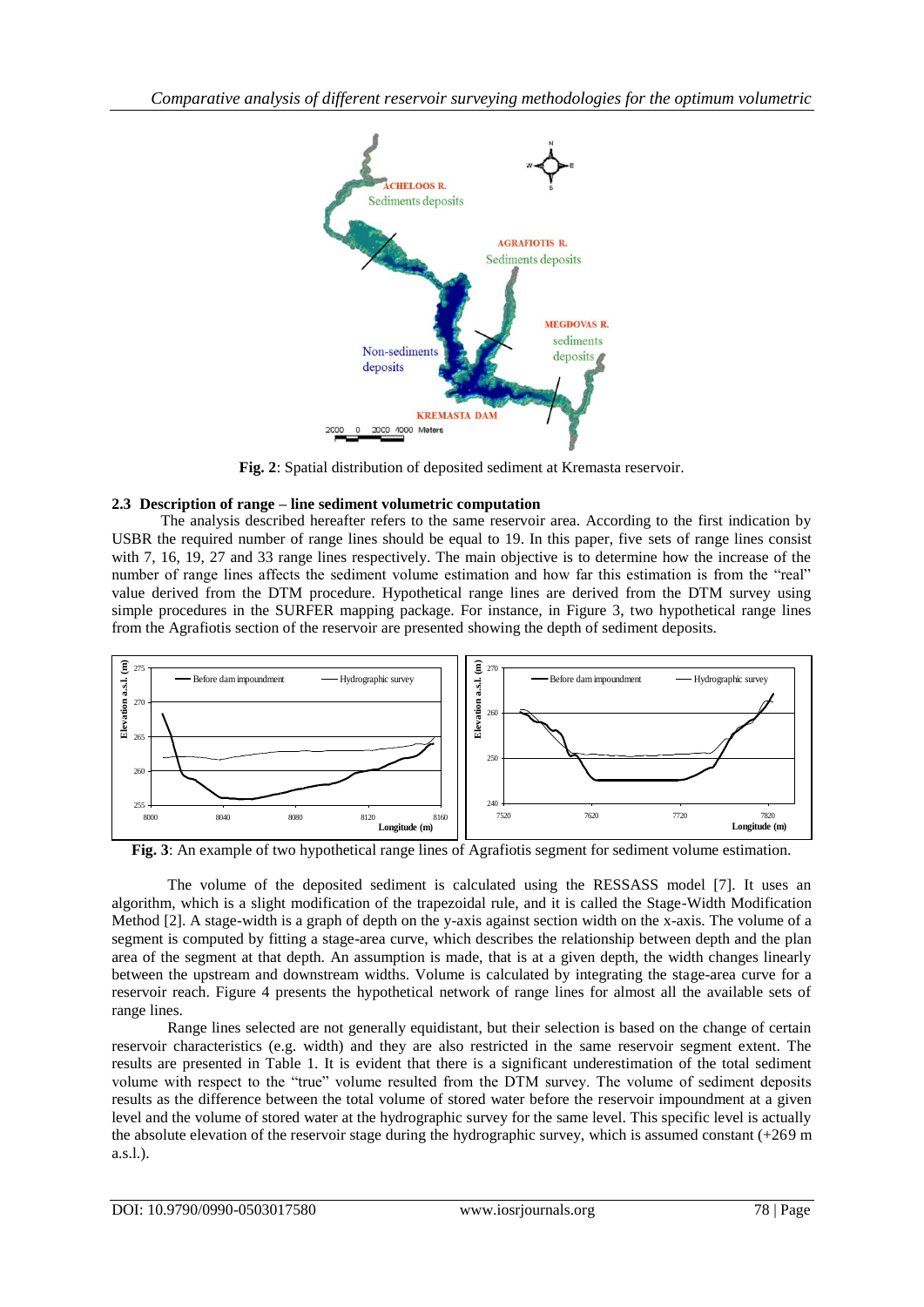**Fig. 2**: Spatial distribution of deposited sediment at Kremasta reservoir.

### 2.3 Description of range – line sediment volumetric computation

The analysis described hereafter refers to the same reservoir area. According to the first indication by USBR the required number of range lines should be equal to 19. In this paper, five sets of range lines consist with 7, 16, 19, 27 and 33 range lines respectively. The main objective is to determine how the increase of the number of range lines affects the sediment volume estimation and how far this estimation is from the "real" value derived from the DTM procedure. Hypothetical range lines are derived from the DTM survey using simple procedures in the SURFER mapping package. For instance, in Figure 3, two hypothetical range lines from the Agrafiotis section of the reservoir are presented showing the depth of sediment deposits.

**Fig. 3**: An example of two hypothetical range lines of Agrafiotis segment for sediment volume estimation.

The volume of the deposited sediment is calculated using the RESSASS model [7]. It uses an algorithm, which is a slight modification of the trapezoidal rule, and it is called the Stage-Width Modification Method [2]. A stage-width is a graph of depth on the y-axis against section width on the x-axis. The volume of a segment is computed by fitting a stage-area curve, which describes the relationship between depth and the plan area of the segment at that depth. An assumption is made, that is at a given depth, the width changes linearly between the upstream and downstream widths. Volume is calculated by integrating the stage-area curve for a reservoir reach. Figure 4 presents the hypothetical network of range lines for almost all the available sets of range lines.

Range lines selected are not generally equidistant, but their selection is based on the change of certain reservoir characteristics (e.g. width) and they are also restricted in the same reservoir segment extent. The results are presented in Table 1. It is evident that there is a significant underestimation of the total sediment volume with respect to the "true" volume resulted from the DTM survey. The volume of sediment deposits results as the difference between the total volume of stored water before the reservoir impoundment at a given level and the volume of stored water at the hydrographic survey for the same level. This specific level is actually the absolute elevation of the reservoir stage during the hydrographic survey, which is assumed constant (+269 m a.s.l.).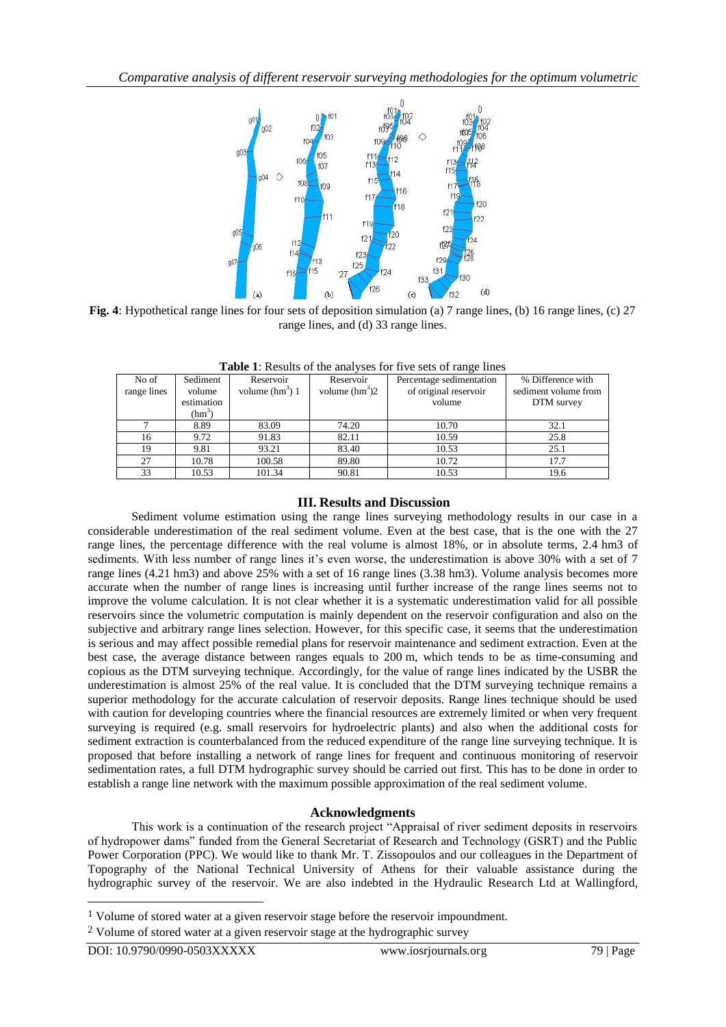**Fig. 4**: Hypothetical range lines for four sets of deposition simulation (a) 7 range lines, (b) 16 range lines, (c) 27 range lines, and (d) 33 range lines.

**Table 1**: Results of the analyses for five sets of range lines

| No of range lines | Sediment volume estimation ($hm^3$) | Reservoir volume ($hm^3$) 1 | Reservoir volume ($hm^3$)2 | Percentage sedimentation of original reservoir volume | % Difference with sediment volume from DTM survey |
|---|---|---|---|---|---|
| 7 | 8.89 | 83.09 | 74.20 | 10.70 | 32.1 |
| 16 | 9.72 | 91.83 | 82.11 | 10.59 | 25.8 |
| 19 | 9.81 | 93.21 | 83.40 | 10.53 | 25.1 |
| 27 | 10.78 | 100.58 | 89.80 | 10.72 | 17.7 |
| 33 | 10.53 | 101.34 | 90.81 | 10.53 | 19.6 |

## III. Results and Discussion

Sediment volume estimation using the range lines surveying methodology results in our case in a considerable underestimation of the real sediment volume. Even at the best case, that is the one with the 27 range lines, the percentage difference with the real volume is almost 18%, or in absolute terms, 2.4 hm3 of sediments. With less number of range lines it's even worse, the underestimation is above 30% with a set of 7 range lines (4.21 hm3) and above 25% with a set of 16 range lines (3.38 hm3). Volume analysis becomes more accurate when the number of range lines is increasing until further increase of the range lines seems not to improve the volume calculation. It is not clear whether it is a systematic underestimation valid for all possible reservoirs since the volumetric computation is mainly dependent on the reservoir configuration and also on the subjective and arbitrary range lines selection. However, for this specific case, it seems that the underestimation is serious and may affect possible remedial plans for reservoir maintenance and sediment extraction. Even at the best case, the average distance between ranges equals to 200 m, which tends to be as time-consuming and copious as the DTM surveying technique. Accordingly, for the value of range lines indicated by the USBR the underestimation is almost 25% of the real value. It is concluded that the DTM surveying technique remains a superior methodology for the accurate calculation of reservoir deposits. Range lines technique should be used with caution for developing countries where the financial resources are extremely limited or when very frequent surveying is required (e.g. small reservoirs for hydroelectric plants) and also when the additional costs for sediment extraction is counterbalanced from the reduced expenditure of the range line surveying technique. It is proposed that before installing a network of range lines for frequent and continuous monitoring of reservoir sedimentation rates, a full DTM hydrographic survey should be carried out first. This has to be done in order to establish a range line network with the maximum possible approximation of the real sediment volume.

## Acknowledgments

This work is a continuation of the research project "Appraisal of river sediment deposits in reservoirs of hydropower dams" funded from the General Secretariat of Research and Technology (GSRT) and the Public Power Corporation (PPC). We would like to thank Mr. T. Zissopoulos and our colleagues in the Department of Topography of the National Technical University of Athens for their valuable assistance during the hydrographic survey of the reservoir. We are also indebted in the Hydraulic Research Ltd at Wallingford,

---

[1] Volume of stored water at a given reservoir stage before the reservoir impoundment.

[2] Volume of stored water at a given reservoir stage at the hydrographic survey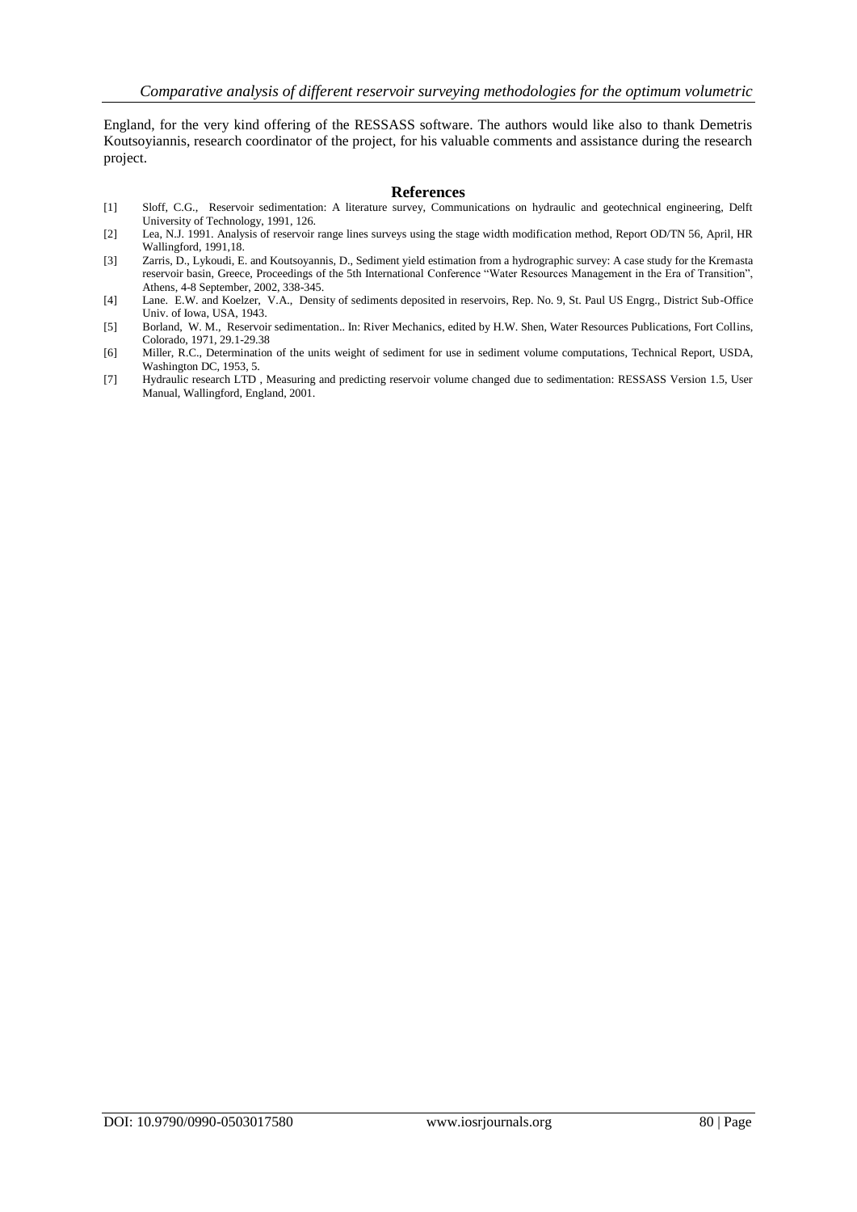England, for the very kind offering of the RESSASS software. The authors would like also to thank Demetris Koutsoyiannis, research coordinator of the project, for his valuable comments and assistance during the research project.

## References

[1] Sloff, C.G., Reservoir sedimentation: A literature survey, Communications on hydraulic and geotechnical engineering, Delft University of Technology, 1991, 126.

[2] Lea, N.J. 1991. Analysis of reservoir range lines surveys using the stage width modification method, Report OD/TN 56, April, HR Wallingford, 1991,18.

[3] Zarris, D., Lykoudi, E. and Koutsoyannis, D., Sediment yield estimation from a hydrographic survey: A case study for the Kremasta reservoir basin, Greece, Proceedings of the 5th International Conference "Water Resources Management in the Era of Transition", Athens, 4-8 September, 2002, 338-345.

[4] Lane. E.W. and Koelzer, V.A., Density of sediments deposited in reservoirs, Rep. No. 9, St. Paul US Engrg., District Sub-Office Univ. of Iowa, USA, 1943.

[5] Borland, W. M., Reservoir sedimentation.. In: River Mechanics, edited by H.W. Shen, Water Resources Publications, Fort Collins, Colorado, 1971, 29.1-29.38

[6] Miller, R.C., Determination of the units weight of sediment for use in sediment volume computations, Technical Report, USDA, Washington DC, 1953, 5.

[7] Hydraulic research LTD , Measuring and predicting reservoir volume changed due to sedimentation: RESSASS Version 1.5, User Manual, Wallingford, England, 2001.